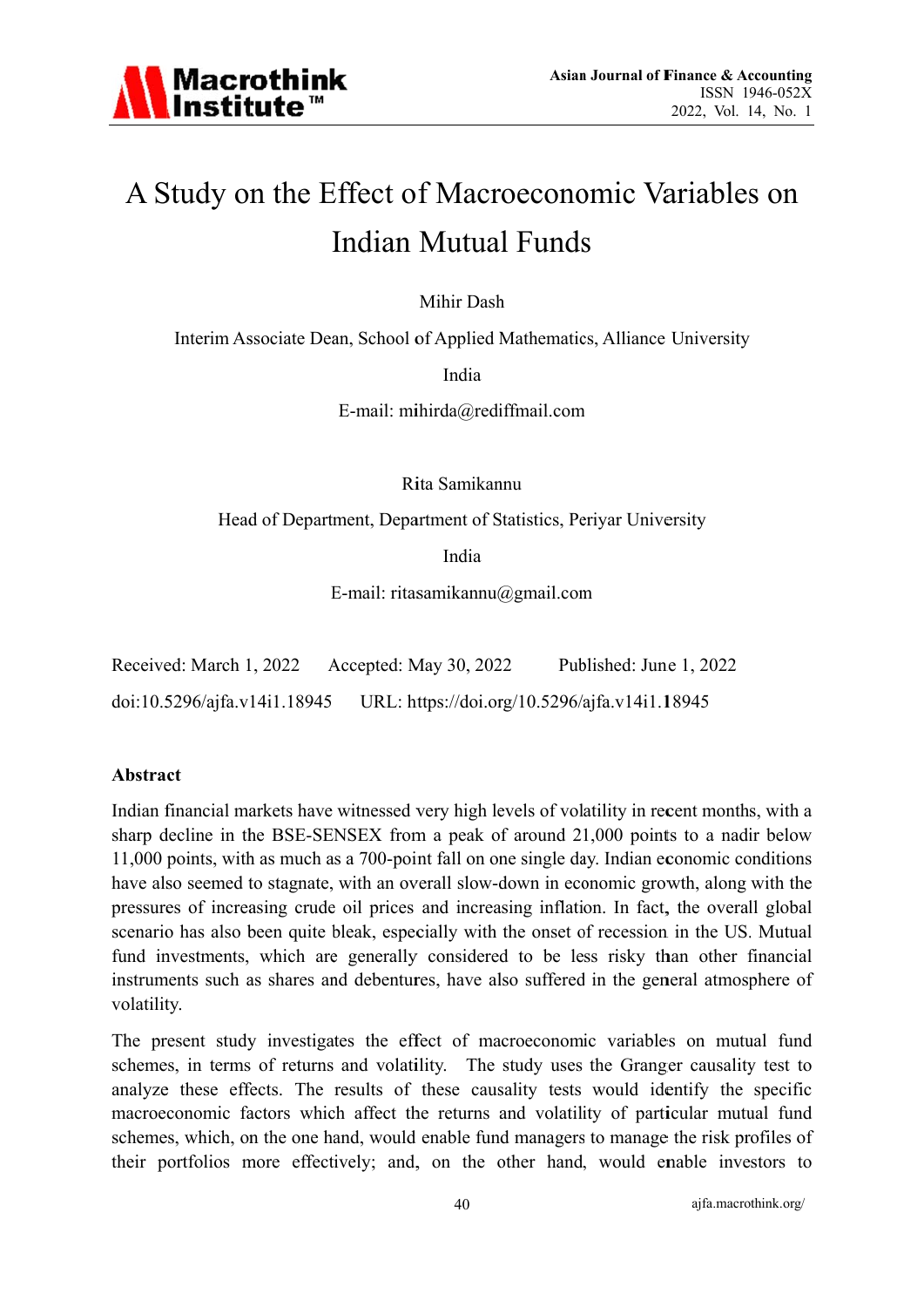# A Study on the Effect of Macroeconomic Variables on Indian Mutual Funds

Mihir Dash

Interim Associate Dean, School of Applied Mathematics, Alliance University

India

E-mail: mihirda@rediffmail.com

Rita Samikannu

Head of Department, Department of Statistics, Periyar University

India

E-mail: ritasamikannu@gmail.com

Received: March 1, 2022 Accepted: May 30, 2022 Published: June 1, 2022

doi:10.5296/ajfa.v14i1.18945 URL: https://doi.org/10.5296/ajfa.v14i1.18945

## Abstract

Indian financial markets have witnessed very high levels of volatility in recent months, with a sharp decline in the BSE-SENSEX from a peak of around 21,000 points to a nadir below 11,000 points, with as much as a 700-point fall on one single day. Indian economic conditions have also seemed to stagnate, with an overall slow-down in economic growth, along with the pressures of increasing crude oil prices and increasing inflation. In fact, the overall global scenario has also been quite bleak, especially with the onset of recession in the US. Mutual fund investments, which are generally considered to be less risky than other financial instruments such as shares and debentures, have also suffered in the general atmosphere of volatility.

The present study investigates the effect of macroeconomic variables on mutual fund schemes, in terms of returns and volatility. The study uses the Granger causality test to analyze these effects. The results of these causality tests would identify the specific macroeconomic factors which affect the returns and volatility of particular mutual fund schemes, which, on the one hand, would enable fund managers to manage the risk profiles of their portfolios more effectively; and, on the other hand, would enable investors to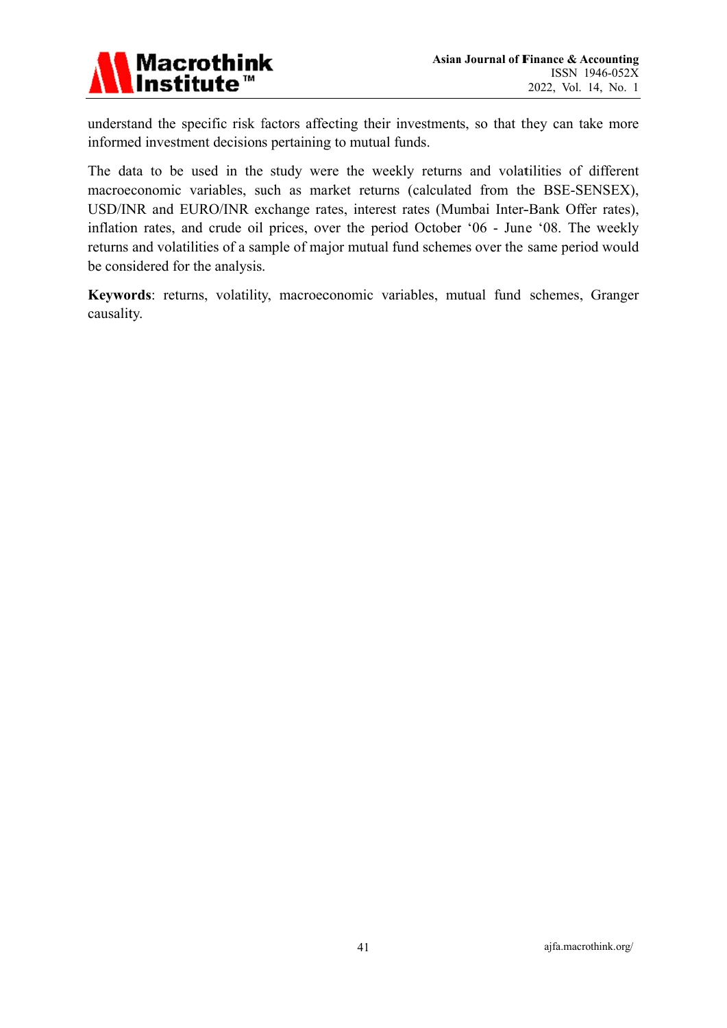understand the specific risk factors affecting their investments, so that they can take more informed investment decisions pertaining to mutual funds.

The data to be used in the study were the weekly returns and volatilities of different macroeconomic variables, such as market returns (calculated from the BSE-SENSEX), USD/INR and EURO/INR exchange rates, interest rates (Mumbai Inter-Bank Offer rates), inflation rates, and crude oil prices, over the period October '06 - June '08. The weekly returns and volatilities of a sample of major mutual fund schemes over the same period would be considered for the analysis.

**Keywords**: returns, volatility, macroeconomic variables, mutual fund schemes, Granger causality.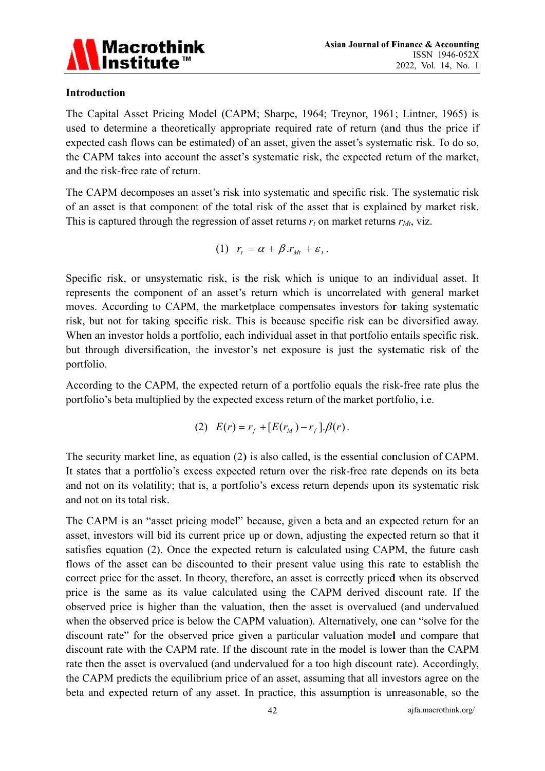## Introduction

The Capital Asset Pricing Model (CAPM; Sharpe, 1964; Treynor, 1961; Lintner, 1965) is used to determine a theoretically appropriate required rate of return (and thus the price if expected cash flows can be estimated) of an asset, given the asset's systematic risk. To do so, the CAPM takes into account the asset's systematic risk, the expected return of the market, and the risk-free rate of return.

The CAPM decomposes an asset's risk into systematic and specific risk. The systematic risk of an asset is that component of the total risk of the asset that is explained by market risk. This is captured through the regression of asset returns $r_t$ on market returns $r_{Mt}$, viz.

$$(1) \quad r_t = \alpha + \beta . r_{Mt} + \varepsilon_t .$$

Specific risk, or unsystematic risk, is the risk which is unique to an individual asset. It represents the component of an asset's return which is uncorrelated with general market moves. According to CAPM, the marketplace compensates investors for taking systematic risk, but not for taking specific risk. This is because specific risk can be diversified away. When an investor holds a portfolio, each individual asset in that portfolio entails specific risk, but through diversification, the investor's net exposure is just the systematic risk of the portfolio.

According to the CAPM, the expected return of a portfolio equals the risk-free rate plus the portfolio's beta multiplied by the expected excess return of the market portfolio, i.e.

$$(2) \quad E(r) = r_f + [E(r_M) - r_f].\beta(r).$$

The security market line, as equation (2) is also called, is the essential conclusion of CAPM. It states that a portfolio's excess expected return over the risk-free rate depends on its beta and not on its volatility; that is, a portfolio's excess return depends upon its systematic risk and not on its total risk.

The CAPM is an "asset pricing model" because, given a beta and an expected return for an asset, investors will bid its current price up or down, adjusting the expected return so that it satisfies equation (2). Once the expected return is calculated using CAPM, the future cash flows of the asset can be discounted to their present value using this rate to establish the correct price for the asset. In theory, therefore, an asset is correctly priced when its observed price is the same as its value calculated using the CAPM derived discount rate. If the observed price is higher than the valuation, then the asset is overvalued (and undervalued when the observed price is below the CAPM valuation). Alternatively, one can "solve for the discount rate" for the observed price given a particular valuation model and compare that discount rate with the CAPM rate. If the discount rate in the model is lower than the CAPM rate then the asset is overvalued (and undervalued for a too high discount rate). Accordingly, the CAPM predicts the equilibrium price of an asset, assuming that all investors agree on the beta and expected return of any asset. In practice, this assumption is unreasonable, so the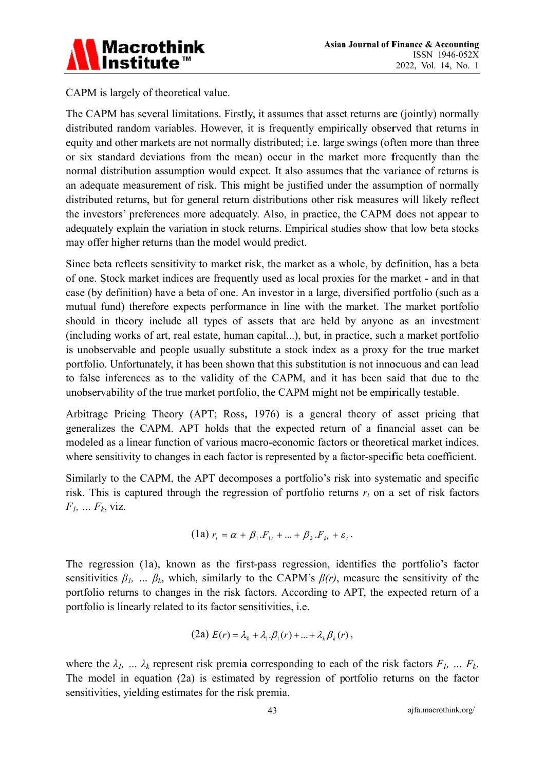CAPM is largely of theoretical value.

The CAPM has several limitations. Firstly, it assumes that asset returns are (jointly) normally distributed random variables. However, it is frequently empirically observed that returns in equity and other markets are not normally distributed; i.e. large swings (often more than three or six standard deviations from the mean) occur in the market more frequently than the normal distribution assumption would expect. It also assumes that the variance of returns is an adequate measurement of risk. This might be justified under the assumption of normally distributed returns, but for general return distributions other risk measures will likely reflect the investors' preferences more adequately. Also, in practice, the CAPM does not appear to adequately explain the variation in stock returns. Empirical studies show that low beta stocks may offer higher returns than the model would predict.

Since beta reflects sensitivity to market risk, the market as a whole, by definition, has a beta of one. Stock market indices are frequently used as local proxies for the market - and in that case (by definition) have a beta of one. An investor in a large, diversified portfolio (such as a mutual fund) therefore expects performance in line with the market. The market portfolio should in theory include all types of assets that are held by anyone as an investment (including works of art, real estate, human capital...), but, in practice, such a market portfolio is unobservable and people usually substitute a stock index as a proxy for the true market portfolio. Unfortunately, it has been shown that this substitution is not innocuous and can lead to false inferences as to the validity of the CAPM, and it has been said that due to the unobservability of the true market portfolio, the CAPM might not be empirically testable.

Arbitrage Pricing Theory (APT; Ross, 1976) is a general theory of asset pricing that generalizes the CAPM. APT holds that the expected return of a financial asset can be modeled as a linear function of various macro-economic factors or theoretical market indices, where sensitivity to changes in each factor is represented by a factor-specific beta coefficient.

Similarly to the CAPM, the APT decomposes a portfolio's risk into systematic and specific risk. This is captured through the regression of portfolio returns $r_t$ on a set of risk factors $F_1, \ldots F_k$, viz.

$$\text{(1a)}\ r_t = \alpha + \beta_1.F_{1t} + \ldots + \beta_k.F_{kt} + \varepsilon_t.$$

The regression (1a), known as the first-pass regression, identifies the portfolio's factor sensitivities $\beta_1, \ldots \beta_k$, which, similarly to the CAPM's $\beta(r)$, measure the sensitivity of the portfolio returns to changes in the risk factors. According to APT, the expected return of a portfolio is linearly related to its factor sensitivities, i.e.

$$\text{(2a)}\ E(r) = \lambda_0 + \lambda_1.\beta_1(r) + \ldots + \lambda_k\beta_k(r),$$

where the $\lambda_1, \ldots \lambda_k$ represent risk premia corresponding to each of the risk factors $F_1, \ldots F_k$. The model in equation (2a) is estimated by regression of portfolio returns on the factor sensitivities, yielding estimates for the risk premia.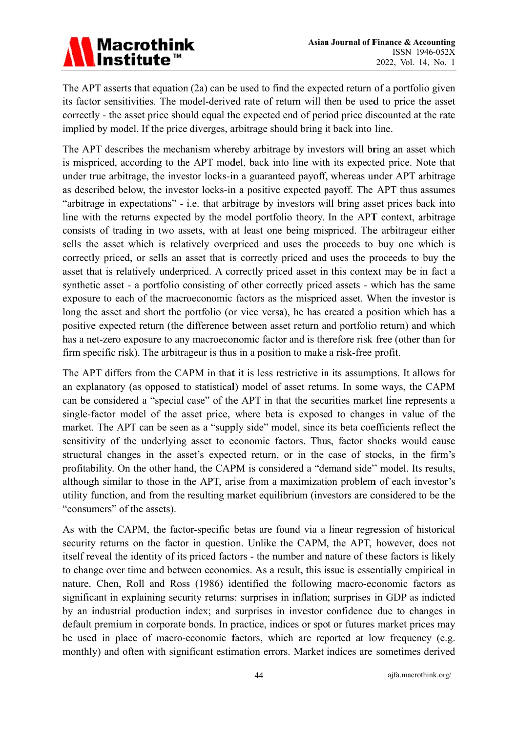The APT asserts that equation (2a) can be used to find the expected return of a portfolio given its factor sensitivities. The model-derived rate of return will then be used to price the asset correctly - the asset price should equal the expected end of period price discounted at the rate implied by model. If the price diverges, arbitrage should bring it back into line.

The APT describes the mechanism whereby arbitrage by investors will bring an asset which is mispriced, according to the APT model, back into line with its expected price. Note that under true arbitrage, the investor locks-in a guaranteed payoff, whereas under APT arbitrage as described below, the investor locks-in a positive expected payoff. The APT thus assumes "arbitrage in expectations" - i.e. that arbitrage by investors will bring asset prices back into line with the returns expected by the model portfolio theory. In the APT context, arbitrage consists of trading in two assets, with at least one being mispriced. The arbitrageur either sells the asset which is relatively overpriced and uses the proceeds to buy one which is correctly priced, or sells an asset that is correctly priced and uses the proceeds to buy the asset that is relatively underpriced. A correctly priced asset in this context may be in fact a synthetic asset - a portfolio consisting of other correctly priced assets - which has the same exposure to each of the macroeconomic factors as the mispriced asset. When the investor is long the asset and short the portfolio (or vice versa), he has created a position which has a positive expected return (the difference between asset return and portfolio return) and which has a net-zero exposure to any macroeconomic factor and is therefore risk free (other than for firm specific risk). The arbitrageur is thus in a position to make a risk-free profit.

The APT differs from the CAPM in that it is less restrictive in its assumptions. It allows for an explanatory (as opposed to statistical) model of asset returns. In some ways, the CAPM can be considered a "special case" of the APT in that the securities market line represents a single-factor model of the asset price, where beta is exposed to changes in value of the market. The APT can be seen as a "supply side" model, since its beta coefficients reflect the sensitivity of the underlying asset to economic factors. Thus, factor shocks would cause structural changes in the asset's expected return, or in the case of stocks, in the firm's profitability. On the other hand, the CAPM is considered a "demand side" model. Its results, although similar to those in the APT, arise from a maximization problem of each investor's utility function, and from the resulting market equilibrium (investors are considered to be the "consumers" of the assets).

As with the CAPM, the factor-specific betas are found via a linear regression of historical security returns on the factor in question. Unlike the CAPM, the APT, however, does not itself reveal the identity of its priced factors - the number and nature of these factors is likely to change over time and between economies. As a result, this issue is essentially empirical in nature. Chen, Roll and Ross (1986) identified the following macro-economic factors as significant in explaining security returns: surprises in inflation; surprises in GDP as indicted by an industrial production index; and surprises in investor confidence due to changes in default premium in corporate bonds. In practice, indices or spot or futures market prices may be used in place of macro-economic factors, which are reported at low frequency (e.g. monthly) and often with significant estimation errors. Market indices are sometimes derived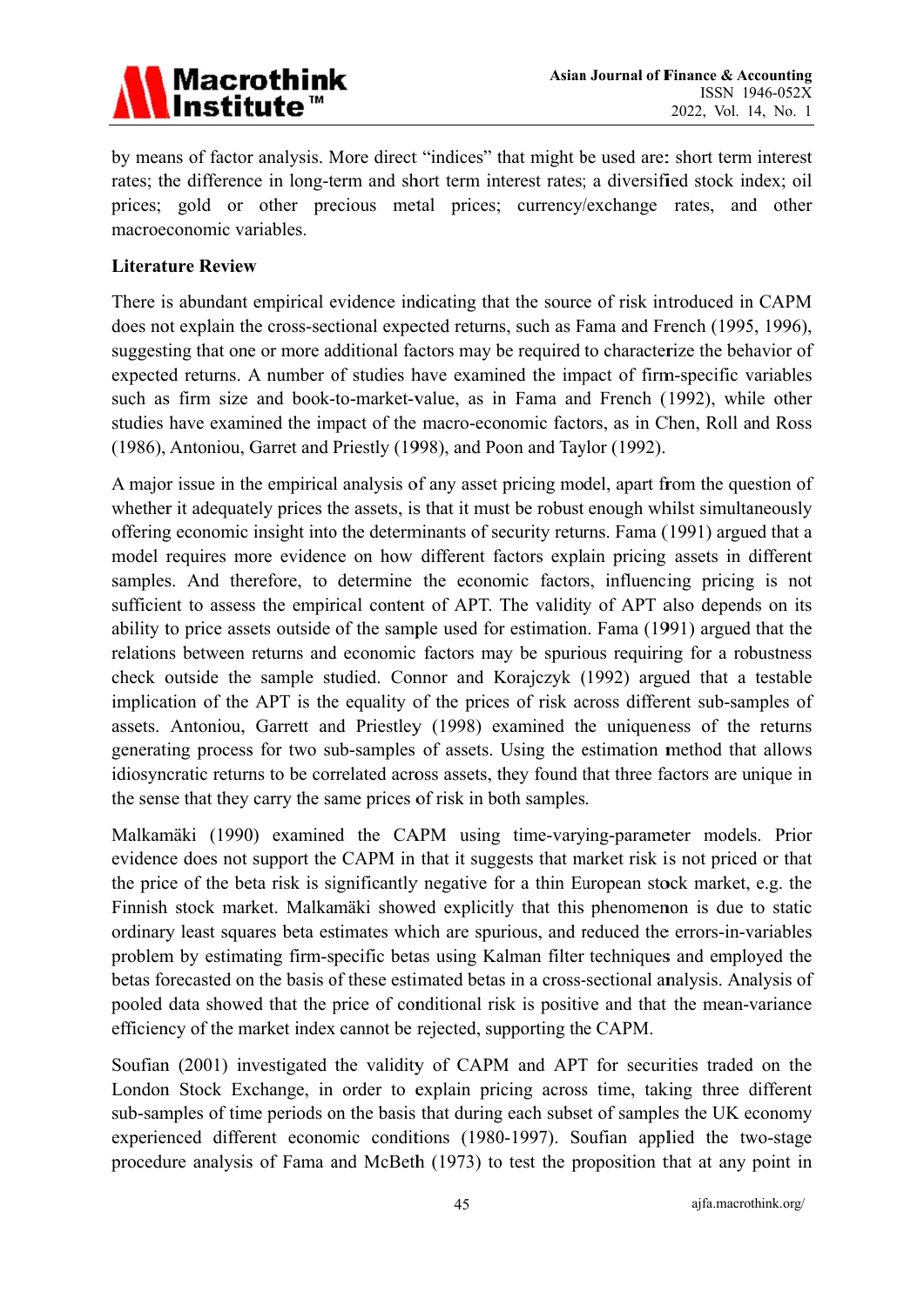by means of factor analysis. More direct "indices" that might be used are: short term interest rates; the difference in long-term and short term interest rates; a diversified stock index; oil prices; gold or other precious metal prices; currency/exchange rates, and other macroeconomic variables.

## Literature Review

There is abundant empirical evidence indicating that the source of risk introduced in CAPM does not explain the cross-sectional expected returns, such as Fama and French (1995, 1996), suggesting that one or more additional factors may be required to characterize the behavior of expected returns. A number of studies have examined the impact of firm-specific variables such as firm size and book-to-market-value, as in Fama and French (1992), while other studies have examined the impact of the macro-economic factors, as in Chen, Roll and Ross (1986), Antoniou, Garret and Priestly (1998), and Poon and Taylor (1992).

A major issue in the empirical analysis of any asset pricing model, apart from the question of whether it adequately prices the assets, is that it must be robust enough whilst simultaneously offering economic insight into the determinants of security returns. Fama (1991) argued that a model requires more evidence on how different factors explain pricing assets in different samples. And therefore, to determine the economic factors, influencing pricing is not sufficient to assess the empirical content of APT. The validity of APT also depends on its ability to price assets outside of the sample used for estimation. Fama (1991) argued that the relations between returns and economic factors may be spurious requiring for a robustness check outside the sample studied. Connor and Korajczyk (1992) argued that a testable implication of the APT is the equality of the prices of risk across different sub-samples of assets. Antoniou, Garrett and Priestley (1998) examined the uniqueness of the returns generating process for two sub-samples of assets. Using the estimation method that allows idiosyncratic returns to be correlated across assets, they found that three factors are unique in the sense that they carry the same prices of risk in both samples.

Malkamäki (1990) examined the CAPM using time-varying-parameter models. Prior evidence does not support the CAPM in that it suggests that market risk is not priced or that the price of the beta risk is significantly negative for a thin European stock market, e.g. the Finnish stock market. Malkamäki showed explicitly that this phenomenon is due to static ordinary least squares beta estimates which are spurious, and reduced the errors-in-variables problem by estimating firm-specific betas using Kalman filter techniques and employed the betas forecasted on the basis of these estimated betas in a cross-sectional analysis. Analysis of pooled data showed that the price of conditional risk is positive and that the mean-variance efficiency of the market index cannot be rejected, supporting the CAPM.

Soufian (2001) investigated the validity of CAPM and APT for securities traded on the London Stock Exchange, in order to explain pricing across time, taking three different sub-samples of time periods on the basis that during each subset of samples the UK economy experienced different economic conditions (1980-1997). Soufian applied the two-stage procedure analysis of Fama and McBeth (1973) to test the proposition that at any point in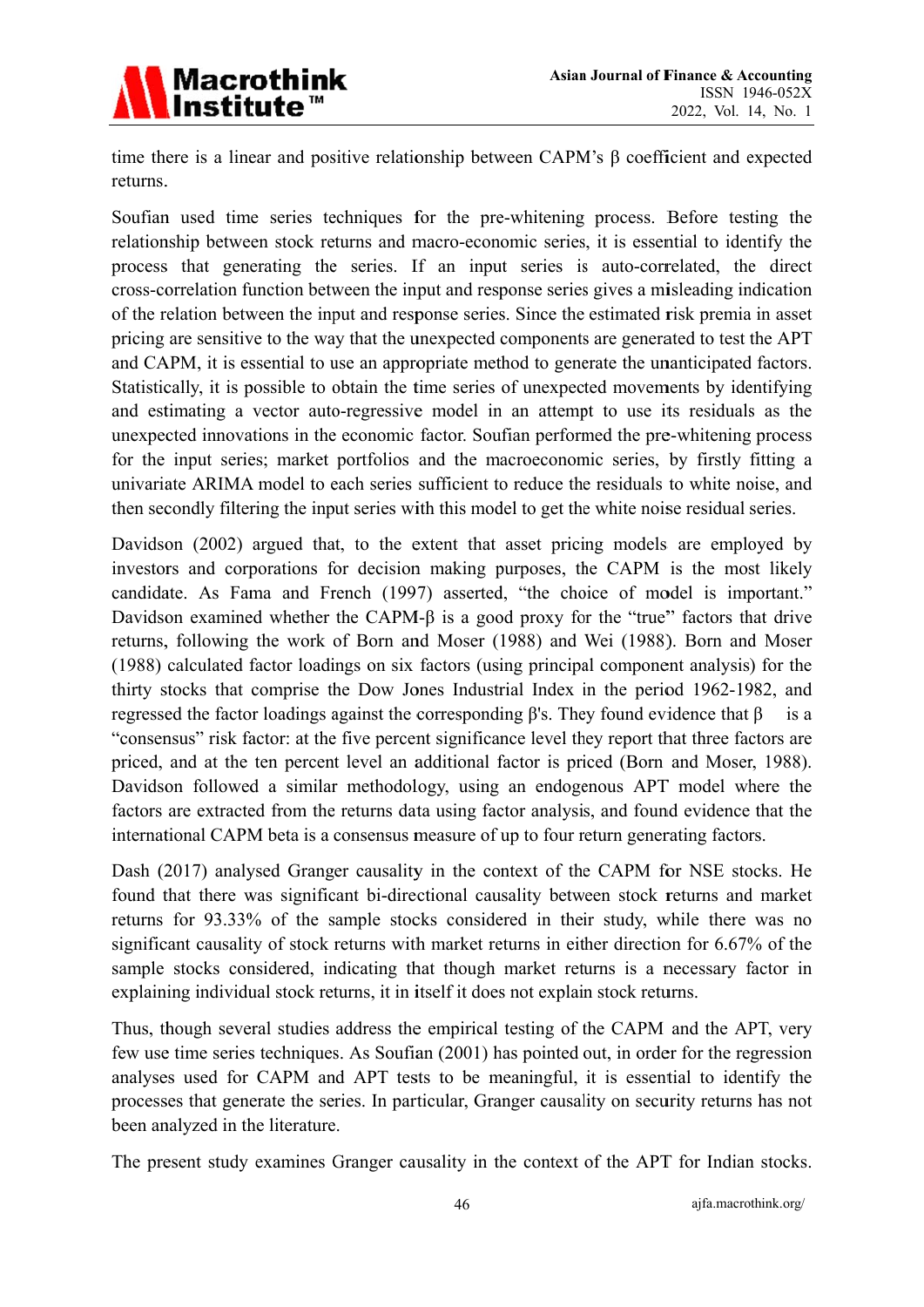time there is a linear and positive relationship between CAPM's $\beta$ coefficient and expected returns.

Soufian used time series techniques for the pre-whitening process. Before testing the relationship between stock returns and macro-economic series, it is essential to identify the process that generating the series. If an input series is auto-correlated, the direct cross-correlation function between the input and response series gives a misleading indication of the relation between the input and response series. Since the estimated risk premia in asset pricing are sensitive to the way that the unexpected components are generated to test the APT and CAPM, it is essential to use an appropriate method to generate the unanticipated factors. Statistically, it is possible to obtain the time series of unexpected movements by identifying and estimating a vector auto-regressive model in an attempt to use its residuals as the unexpected innovations in the economic factor. Soufian performed the pre-whitening process for the input series; market portfolios and the macroeconomic series, by firstly fitting a univariate ARIMA model to each series sufficient to reduce the residuals to white noise, and then secondly filtering the input series with this model to get the white noise residual series.

Davidson (2002) argued that, to the extent that asset pricing models are employed by investors and corporations for decision making purposes, the CAPM is the most likely candidate. As Fama and French (1997) asserted, "the choice of model is important." Davidson examined whether the CAPM-$\beta$ is a good proxy for the "true" factors that drive returns, following the work of Born and Moser (1988) and Wei (1988). Born and Moser (1988) calculated factor loadings on six factors (using principal component analysis) for the thirty stocks that comprise the Dow Jones Industrial Index in the period 1962-1982, and regressed the factor loadings against the corresponding $\beta$'s. They found evidence that $\beta$ is a "consensus" risk factor: at the five percent significance level they report that three factors are priced, and at the ten percent level an additional factor is priced (Born and Moser, 1988). Davidson followed a similar methodology, using an endogenous APT model where the factors are extracted from the returns data using factor analysis, and found evidence that the international CAPM beta is a consensus measure of up to four return generating factors.

Dash (2017) analysed Granger causality in the context of the CAPM for NSE stocks. He found that there was significant bi-directional causality between stock returns and market returns for 93.33% of the sample stocks considered in their study, while there was no significant causality of stock returns with market returns in either direction for 6.67% of the sample stocks considered, indicating that though market returns is a necessary factor in explaining individual stock returns, it in itself it does not explain stock returns.

Thus, though several studies address the empirical testing of the CAPM and the APT, very few use time series techniques. As Soufian (2001) has pointed out, in order for the regression analyses used for CAPM and APT tests to be meaningful, it is essential to identify the processes that generate the series. In particular, Granger causality on security returns has not been analyzed in the literature.

The present study examines Granger causality in the context of the APT for Indian stocks.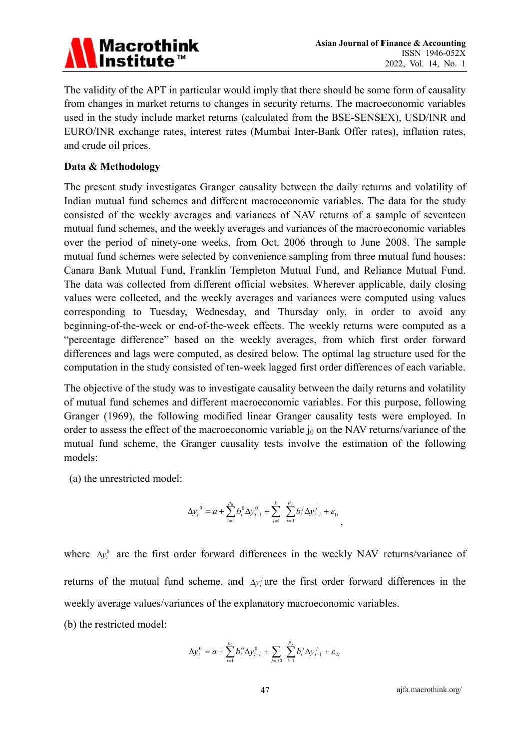The validity of the APT in particular would imply that there should be some form of causality from changes in market returns to changes in security returns. The macroeconomic variables used in the study include market returns (calculated from the BSE-SENSEX), USD/INR and EURO/INR exchange rates, interest rates (Mumbai Inter-Bank Offer rates), inflation rates, and crude oil prices.

**Data & Methodology**

The present study investigates Granger causality between the daily returns and volatility of Indian mutual fund schemes and different macroeconomic variables. The data for the study consisted of the weekly averages and variances of NAV returns of a sample of seventeen mutual fund schemes, and the weekly averages and variances of the macroeconomic variables over the period of ninety-one weeks, from Oct. 2006 through to June 2008. The sample mutual fund schemes were selected by convenience sampling from three mutual fund houses: Canara Bank Mutual Fund, Franklin Templeton Mutual Fund, and Reliance Mutual Fund. The data was collected from different official websites. Wherever applicable, daily closing values were collected, and the weekly averages and variances were computed using values corresponding to Tuesday, Wednesday, and Thursday only, in order to avoid any beginning-of-the-week or end-of-the-week effects. The weekly returns were computed as a "percentage difference" based on the weekly averages, from which first order forward differences and lags were computed, as desired below. The optimal lag structure used for the computation in the study consisted of ten-week lagged first order differences of each variable.

The objective of the study was to investigate causality between the daily returns and volatility of mutual fund schemes and different macroeconomic variables. For this purpose, following Granger (1969), the following modified linear Granger causality tests were employed. In order to assess the effect of the macroeconomic variable $j_0$ on the NAV returns/variance of the mutual fund scheme, the Granger causality tests involve the estimation of the following models:

(a) the unrestricted model:

$$\Delta y_t^0 = a + \sum_{i=1}^{p_0} b_i^0 \Delta y_{t-1}^0 + \sum_{j=1}^{k} \sum_{i=0}^{p_j} b_i^j \Delta y_{t-i}^j + \varepsilon_{1t},$$

where $\Delta y_t^0$ are the first order forward differences in the weekly NAV returns/variance of returns of the mutual fund scheme, and $\Delta y_t^j$ are the first order forward differences in the weekly average values/variances of the explanatory macroeconomic variables.

(b) the restricted model:

$$\Delta y_t^0 = a + \sum_{i=1}^{p_0} b_i^0 \Delta y_{t-i}^0 + \sum_{j \neq j0} \sum_{i=1}^{p_j} b_i^j \Delta y_{t-1}^j + \varepsilon_{2t}$$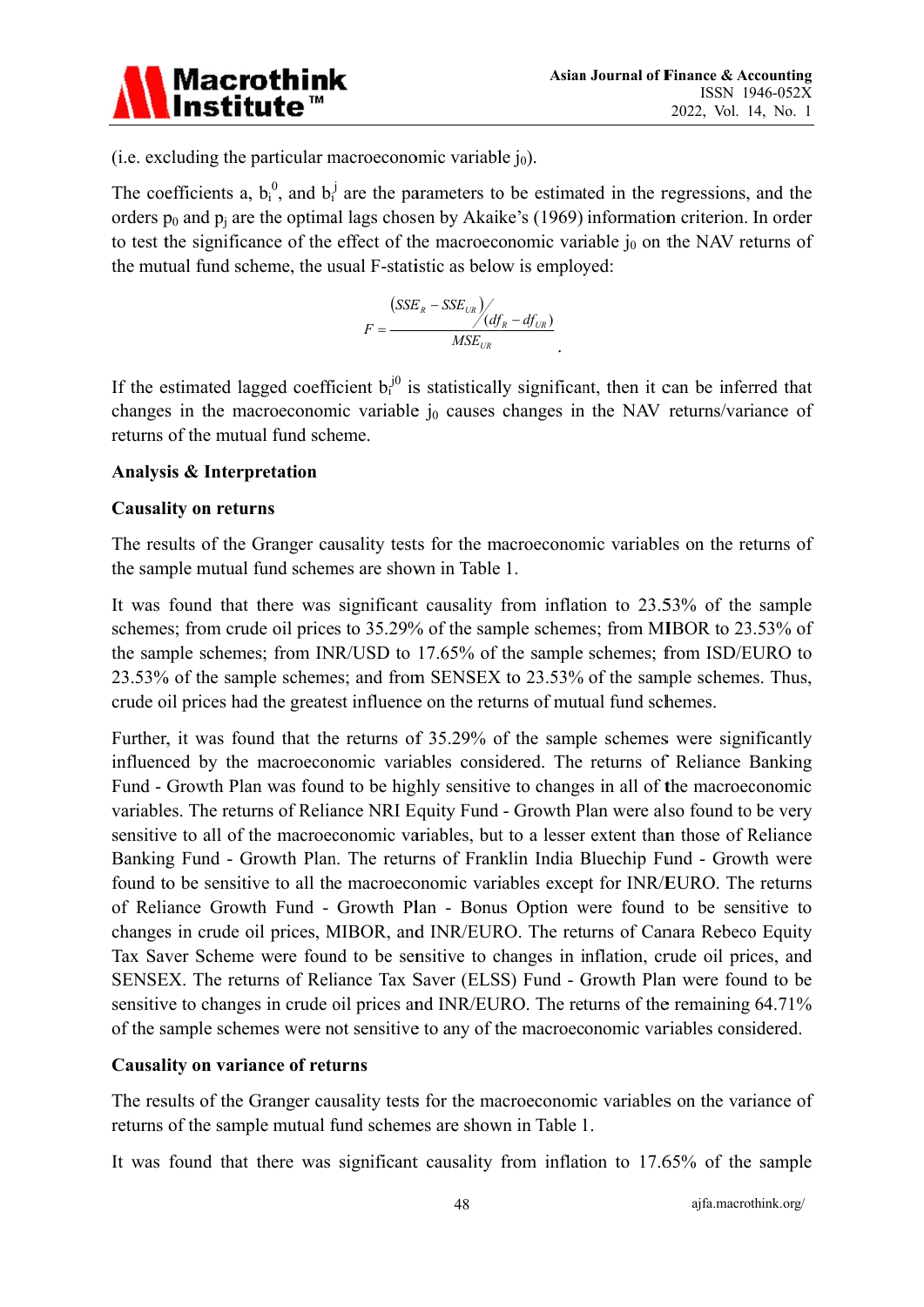(i.e. excluding the particular macroeconomic variable $j_0$).

The coefficients a, $b_i^0$, and $b_i^j$ are the parameters to be estimated in the regressions, and the orders $p_0$ and $p_j$ are the optimal lags chosen by Akaike's (1969) information criterion. In order to test the significance of the effect of the macroeconomic variable $j_0$ on the NAV returns of the mutual fund scheme, the usual F-statistic as below is employed:

$$F = \frac{(SSE_R - SSE_{UR}) / (df_R - df_{UR})}{MSE_{UR}}.$$

If the estimated lagged coefficient $b_i^{j0}$ is statistically significant, then it can be inferred that changes in the macroeconomic variable $j_0$ causes changes in the NAV returns/variance of returns of the mutual fund scheme.

**Analysis & Interpretation**

**Causality on returns**

The results of the Granger causality tests for the macroeconomic variables on the returns of the sample mutual fund schemes are shown in Table 1.

It was found that there was significant causality from inflation to 23.53% of the sample schemes; from crude oil prices to 35.29% of the sample schemes; from MIBOR to 23.53% of the sample schemes; from INR/USD to 17.65% of the sample schemes; from ISD/EURO to 23.53% of the sample schemes; and from SENSEX to 23.53% of the sample schemes. Thus, crude oil prices had the greatest influence on the returns of mutual fund schemes.

Further, it was found that the returns of 35.29% of the sample schemes were significantly influenced by the macroeconomic variables considered. The returns of Reliance Banking Fund - Growth Plan was found to be highly sensitive to changes in all of the macroeconomic variables. The returns of Reliance NRI Equity Fund - Growth Plan were also found to be very sensitive to all of the macroeconomic variables, but to a lesser extent than those of Reliance Banking Fund - Growth Plan. The returns of Franklin India Bluechip Fund - Growth were found to be sensitive to all the macroeconomic variables except for INR/EURO. The returns of Reliance Growth Fund - Growth Plan - Bonus Option were found to be sensitive to changes in crude oil prices, MIBOR, and INR/EURO. The returns of Canara Rebeco Equity Tax Saver Scheme were found to be sensitive to changes in inflation, crude oil prices, and SENSEX. The returns of Reliance Tax Saver (ELSS) Fund - Growth Plan were found to be sensitive to changes in crude oil prices and INR/EURO. The returns of the remaining 64.71% of the sample schemes were not sensitive to any of the macroeconomic variables considered.

**Causality on variance of returns**

The results of the Granger causality tests for the macroeconomic variables on the variance of returns of the sample mutual fund schemes are shown in Table 1.

It was found that there was significant causality from inflation to 17.65% of the sample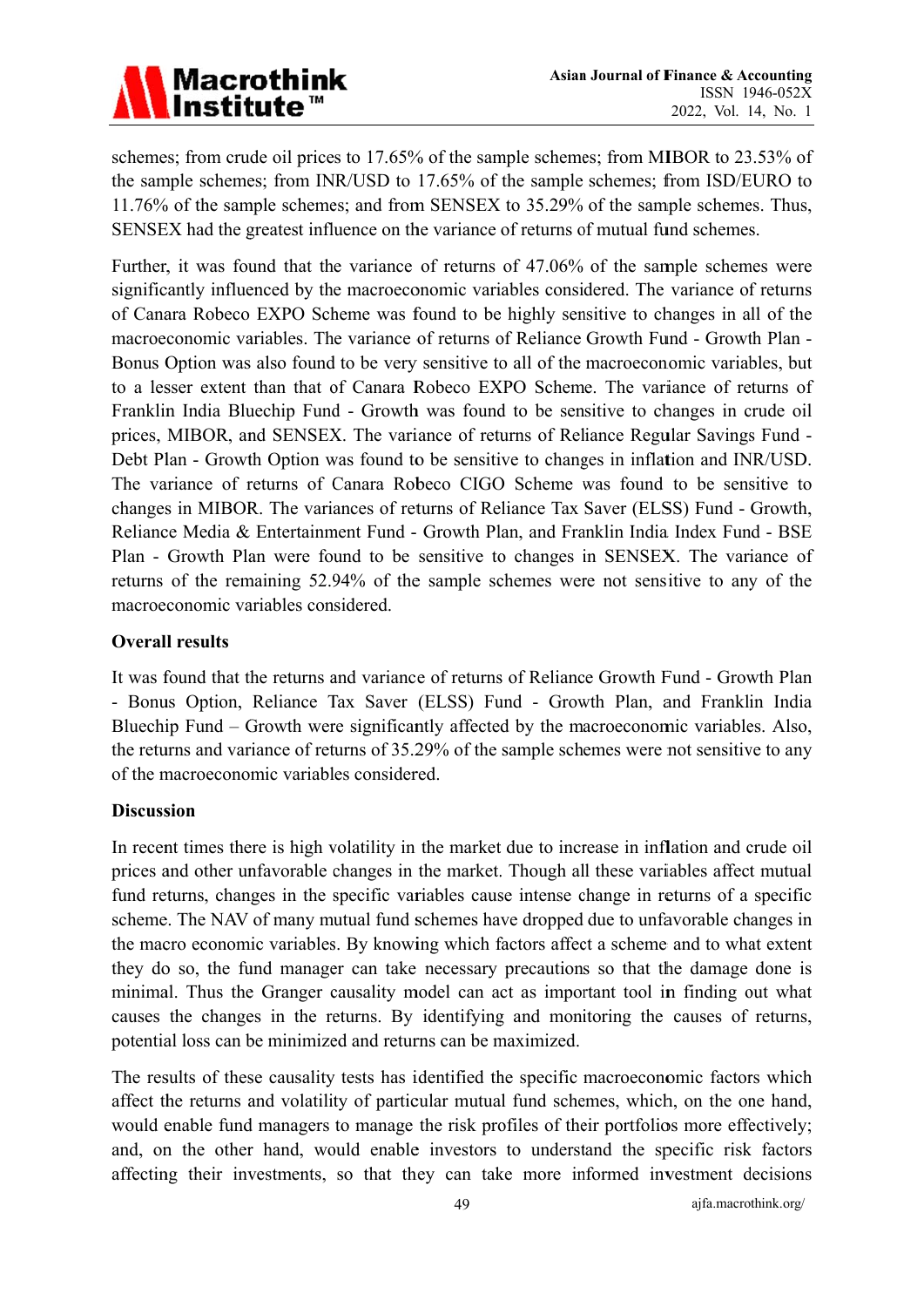schemes; from crude oil prices to 17.65% of the sample schemes; from MIBOR to 23.53% of the sample schemes; from INR/USD to 17.65% of the sample schemes; from ISD/EURO to 11.76% of the sample schemes; and from SENSEX to 35.29% of the sample schemes. Thus, SENSEX had the greatest influence on the variance of returns of mutual fund schemes.

Further, it was found that the variance of returns of 47.06% of the sample schemes were significantly influenced by the macroeconomic variables considered. The variance of returns of Canara Robeco EXPO Scheme was found to be highly sensitive to changes in all of the macroeconomic variables. The variance of returns of Reliance Growth Fund - Growth Plan - Bonus Option was also found to be very sensitive to all of the macroeconomic variables, but to a lesser extent than that of Canara Robeco EXPO Scheme. The variance of returns of Franklin India Bluechip Fund - Growth was found to be sensitive to changes in crude oil prices, MIBOR, and SENSEX. The variance of returns of Reliance Regular Savings Fund - Debt Plan - Growth Option was found to be sensitive to changes in inflation and INR/USD. The variance of returns of Canara Robeco CIGO Scheme was found to be sensitive to changes in MIBOR. The variances of returns of Reliance Tax Saver (ELSS) Fund - Growth, Reliance Media & Entertainment Fund - Growth Plan, and Franklin India Index Fund - BSE Plan - Growth Plan were found to be sensitive to changes in SENSEX. The variance of returns of the remaining 52.94% of the sample schemes were not sensitive to any of the macroeconomic variables considered.

**Overall results**

It was found that the returns and variance of returns of Reliance Growth Fund - Growth Plan - Bonus Option, Reliance Tax Saver (ELSS) Fund - Growth Plan, and Franklin India Bluechip Fund – Growth were significantly affected by the macroeconomic variables. Also, the returns and variance of returns of 35.29% of the sample schemes were not sensitive to any of the macroeconomic variables considered.

**Discussion**

In recent times there is high volatility in the market due to increase in inflation and crude oil prices and other unfavorable changes in the market. Though all these variables affect mutual fund returns, changes in the specific variables cause intense change in returns of a specific scheme. The NAV of many mutual fund schemes have dropped due to unfavorable changes in the macro economic variables. By knowing which factors affect a scheme and to what extent they do so, the fund manager can take necessary precautions so that the damage done is minimal. Thus the Granger causality model can act as important tool in finding out what causes the changes in the returns. By identifying and monitoring the causes of returns, potential loss can be minimized and returns can be maximized.

The results of these causality tests has identified the specific macroeconomic factors which affect the returns and volatility of particular mutual fund schemes, which, on the one hand, would enable fund managers to manage the risk profiles of their portfolios more effectively; and, on the other hand, would enable investors to understand the specific risk factors affecting their investments, so that they can take more informed investment decisions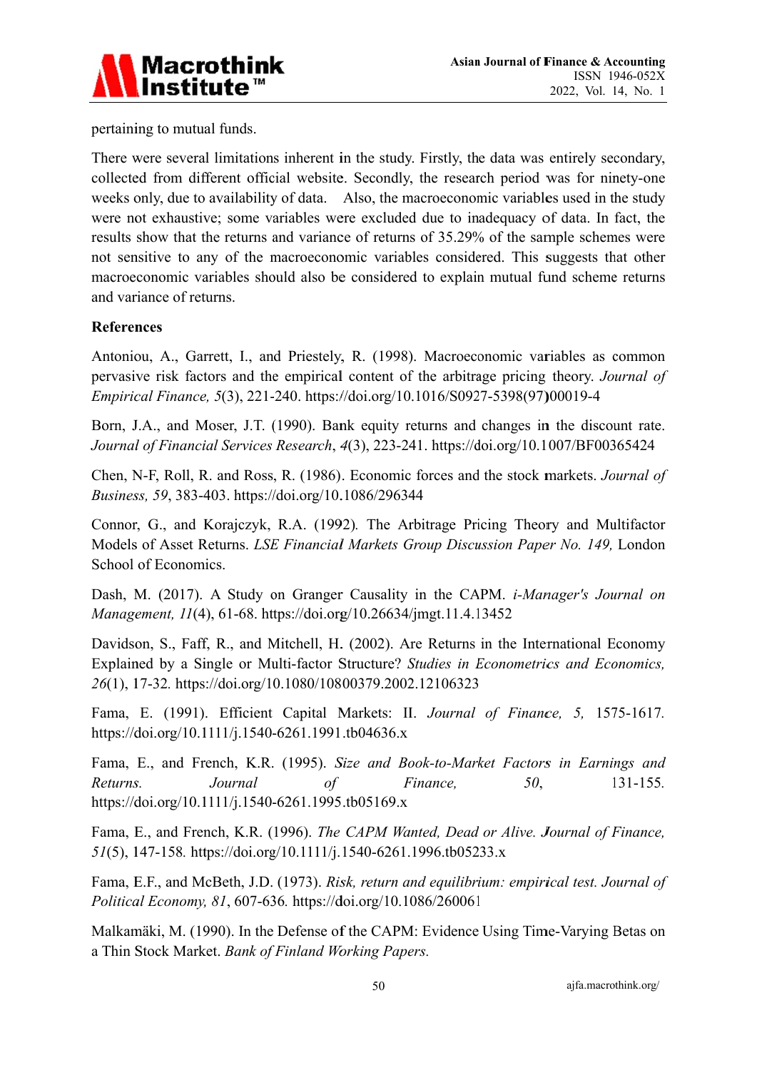pertaining to mutual funds.

There were several limitations inherent in the study. Firstly, the data was entirely secondary, collected from different official website. Secondly, the research period was for ninety-one weeks only, due to availability of data. Also, the macroeconomic variables used in the study were not exhaustive; some variables were excluded due to inadequacy of data. In fact, the results show that the returns and variance of returns of 35.29% of the sample schemes were not sensitive to any of the macroeconomic variables considered. This suggests that other macroeconomic variables should also be considered to explain mutual fund scheme returns and variance of returns.

## References

Antoniou, A., Garrett, I., and Priestely, R. (1998). Macroeconomic variables as common pervasive risk factors and the empirical content of the arbitrage pricing theory. *Journal of Empirical Finance, 5*(3), 221-240. https://doi.org/10.1016/S0927-5398(97)00019-4

Born, J.A., and Moser, J.T. (1990). Bank equity returns and changes in the discount rate. *Journal of Financial Services Research*, *4*(3), 223-241. https://doi.org/10.1007/BF00365424

Chen, N-F, Roll, R. and Ross, R. (1986). Economic forces and the stock markets. *Journal of Business, 59*, 383-403. https://doi.org/10.1086/296344

Connor, G., and Korajczyk, R.A. (1992). The Arbitrage Pricing Theory and Multifactor Models of Asset Returns. *LSE Financial Markets Group Discussion Paper No. 149,* London School of Economics.

Dash, M. (2017). A Study on Granger Causality in the CAPM. *i-Manager's Journal on Management, 11*(4), 61-68. https://doi.org/10.26634/jmgt.11.4.13452

Davidson, S., Faff, R., and Mitchell, H. (2002). Are Returns in the International Economy Explained by a Single or Multi-factor Structure? *Studies in Econometrics and Economics, 26*(1), 17-32. https://doi.org/10.1080/10800379.2002.12106323

Fama, E. (1991). Efficient Capital Markets: II. *Journal of Finance, 5,* 1575-1617. https://doi.org/10.1111/j.1540-6261.1991.tb04636.x

Fama, E., and French, K.R. (1995). *Size and Book-to-Market Factors in Earnings and Returns. Journal of Finance, 50*, 131-155. https://doi.org/10.1111/j.1540-6261.1995.tb05169.x

Fama, E., and French, K.R. (1996). *The CAPM Wanted, Dead or Alive. Journal of Finance, 51*(5), 147-158. https://doi.org/10.1111/j.1540-6261.1996.tb05233.x

Fama, E.F., and McBeth, J.D. (1973). *Risk, return and equilibrium: empirical test. Journal of Political Economy, 81*, 607-636. https://doi.org/10.1086/260061

Malkamäki, M. (1990). In the Defense of the CAPM: Evidence Using Time-Varying Betas on a Thin Stock Market. *Bank of Finland Working Papers.*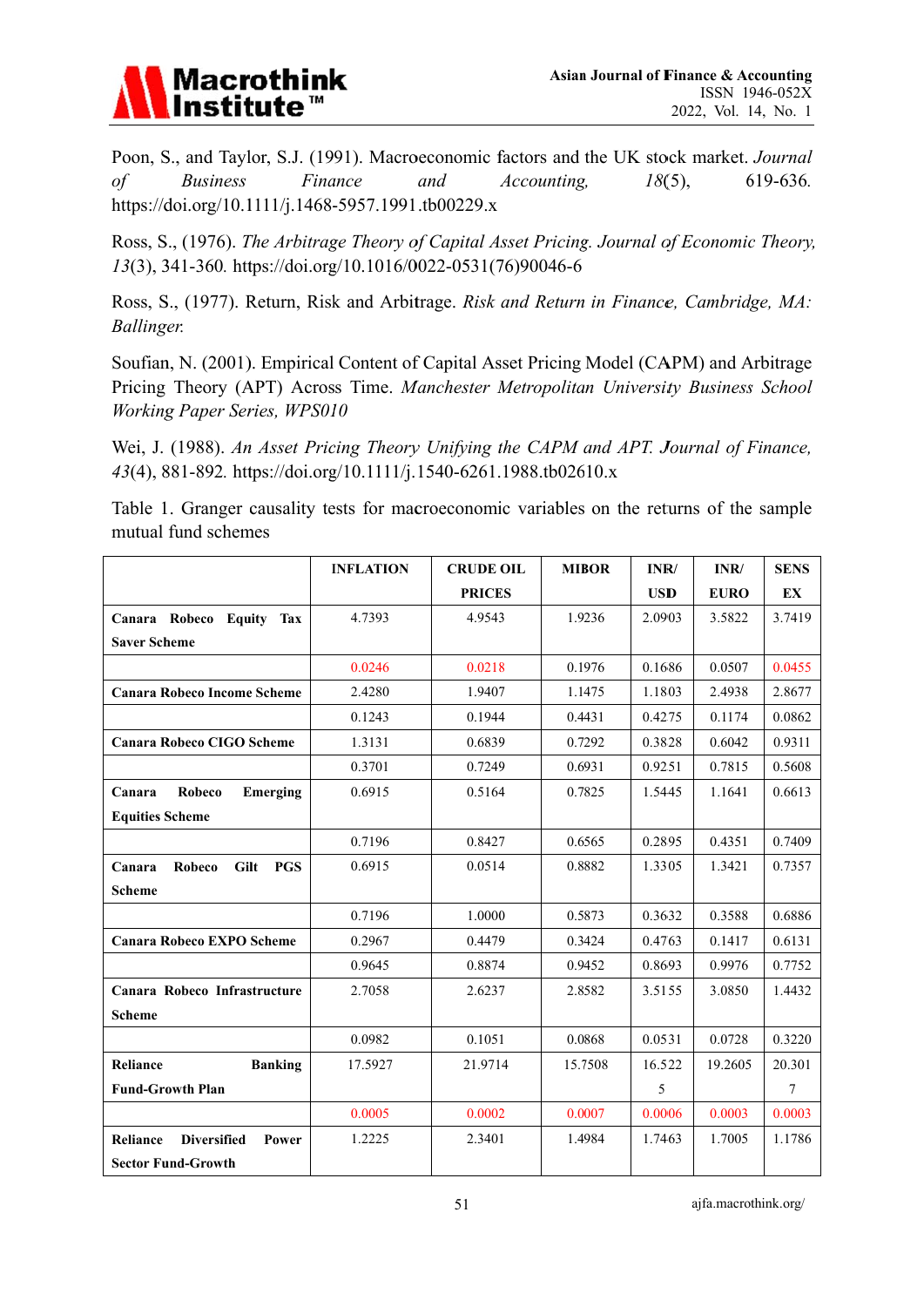Poon, S., and Taylor, S.J. (1991). Macroeconomic factors and the UK stock market. *Journal of Business Finance and Accounting, 18*(5), 619-636. https://doi.org/10.1111/j.1468-5957.1991.tb00229.x

Ross, S., (1976). *The Arbitrage Theory of Capital Asset Pricing. Journal of Economic Theory, 13*(3), 341-360. https://doi.org/10.1016/0022-0531(76)90046-6

Ross, S., (1977). Return, Risk and Arbitrage. *Risk and Return in Finance, Cambridge, MA: Ballinger.*

Soufian, N. (2001). Empirical Content of Capital Asset Pricing Model (CAPM) and Arbitrage Pricing Theory (APT) Across Time. *Manchester Metropolitan University Business School Working Paper Series, WPS010*

Wei, J. (1988). *An Asset Pricing Theory Unifying the CAPM and APT. Journal of Finance, 43*(4), 881-892. https://doi.org/10.1111/j.1540-6261.1988.tb02610.x

Table 1. Granger causality tests for macroeconomic variables on the returns of the sample mutual fund schemes

| | INFLATION | CRUDE OIL PRICES | MIBOR | INR/ USD | INR/ EURO | SENSEX |
|---|---|---|---|---|---|---|
| **Canara Robeco Equity Tax Saver Scheme** | 4.7393 | 4.9543 | 1.9236 | 2.0903 | 3.5822 | 3.7419 |
| | 0.0246 | 0.0218 | 0.1976 | 0.1686 | 0.0507 | 0.0455 |
| **Canara Robeco Income Scheme** | 2.4280 | 1.9407 | 1.1475 | 1.1803 | 2.4938 | 2.8677 |
| | 0.1243 | 0.1944 | 0.4431 | 0.4275 | 0.1174 | 0.0862 |
| **Canara Robeco CIGO Scheme** | 1.3131 | 0.6839 | 0.7292 | 0.3828 | 0.6042 | 0.9311 |
| | 0.3701 | 0.7249 | 0.6931 | 0.9251 | 0.7815 | 0.5608 |
| **Canara Robeco Emerging Equities Scheme** | 0.6915 | 0.5164 | 0.7825 | 1.5445 | 1.1641 | 0.6613 |
| | 0.7196 | 0.8427 | 0.6565 | 0.2895 | 0.4351 | 0.7409 |
| **Canara Robeco Gilt PGS Scheme** | 0.6915 | 0.0514 | 0.8882 | 1.3305 | 1.3421 | 0.7357 |
| | 0.7196 | 1.0000 | 0.5873 | 0.3632 | 0.3588 | 0.6886 |
| **Canara Robeco EXPO Scheme** | 0.2967 | 0.4479 | 0.3424 | 0.4763 | 0.1417 | 0.6131 |
| | 0.9645 | 0.8874 | 0.9452 | 0.8693 | 0.9976 | 0.7752 |
| **Canara Robeco Infrastructure Scheme** | 2.7058 | 2.6237 | 2.8582 | 3.5155 | 3.0850 | 1.4432 |
| | 0.0982 | 0.1051 | 0.0868 | 0.0531 | 0.0728 | 0.3220 |
| **Reliance Banking Fund-Growth Plan** | 17.5927 | 21.9714 | 15.7508 | 16.5225 | 19.2605 | 20.3017 |
| | 0.0005 | 0.0002 | 0.0007 | 0.0006 | 0.0003 | 0.0003 |
| **Reliance Diversified Power Sector Fund-Growth** | 1.2225 | 2.3401 | 1.4984 | 1.7463 | 1.7005 | 1.1786 |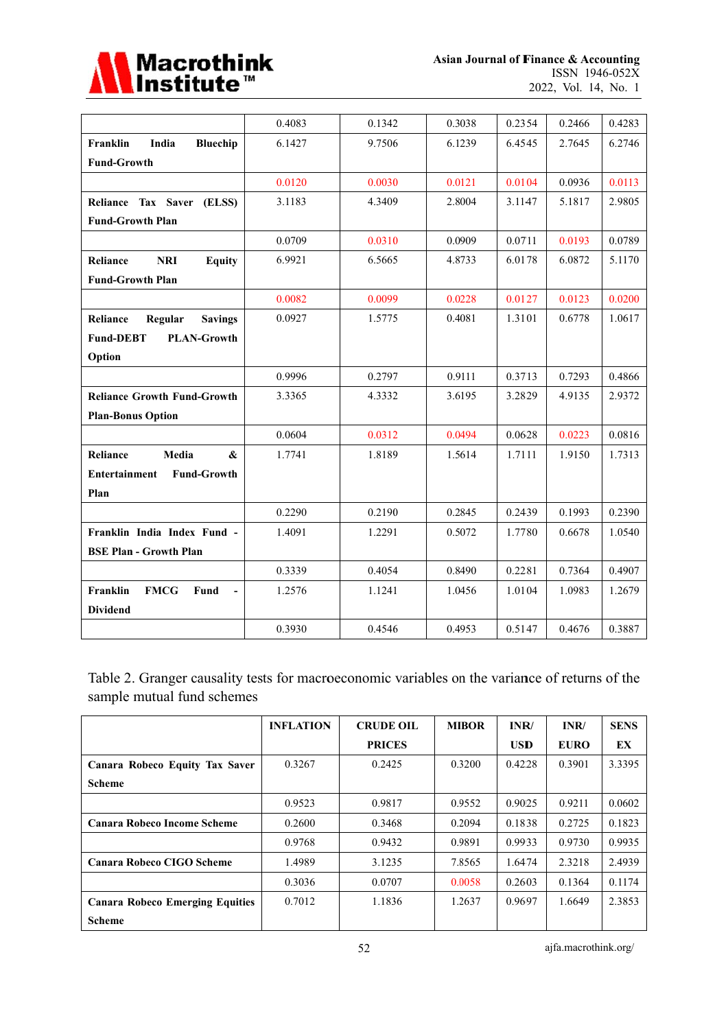|  |  |  |  |  |  |  |
|---|---|---|---|---|---|---|
|  | 0.4083 | 0.1342 | 0.3038 | 0.2354 | 0.2466 | 0.4283 |
| **Franklin India Bluechip Fund-Growth** | 6.1427 | 9.7506 | 6.1239 | 6.4545 | 2.7645 | 6.2746 |
|  | 0.0120 | 0.0030 | 0.0121 | 0.0104 | 0.0936 | 0.0113 |
| **Reliance Tax Saver (ELSS) Fund-Growth Plan** | 3.1183 | 4.3409 | 2.8004 | 3.1147 | 5.1817 | 2.9805 |
|  | 0.0709 | 0.0310 | 0.0909 | 0.0711 | 0.0193 | 0.0789 |
| **Reliance NRI Equity Fund-Growth Plan** | 6.9921 | 6.5665 | 4.8733 | 6.0178 | 6.0872 | 5.1170 |
|  | 0.0082 | 0.0099 | 0.0228 | 0.0127 | 0.0123 | 0.0200 |
| **Reliance Regular Savings Fund-DEBT PLAN-Growth Option** | 0.0927 | 1.5775 | 0.4081 | 1.3101 | 0.6778 | 1.0617 |
|  | 0.9996 | 0.2797 | 0.9111 | 0.3713 | 0.7293 | 0.4866 |
| **Reliance Growth Fund-Growth Plan-Bonus Option** | 3.3365 | 4.3332 | 3.6195 | 3.2829 | 4.9135 | 2.9372 |
|  | 0.0604 | 0.0312 | 0.0494 | 0.0628 | 0.0223 | 0.0816 |
| **Reliance Media & Entertainment Fund-Growth Plan** | 1.7741 | 1.8189 | 1.5614 | 1.7111 | 1.9150 | 1.7313 |
|  | 0.2290 | 0.2190 | 0.2845 | 0.2439 | 0.1993 | 0.2390 |
| **Franklin India Index Fund - BSE Plan - Growth Plan** | 1.4091 | 1.2291 | 0.5072 | 1.7780 | 0.6678 | 1.0540 |
|  | 0.3339 | 0.4054 | 0.8490 | 0.2281 | 0.7364 | 0.4907 |
| **Franklin FMCG Fund - Dividend** | 1.2576 | 1.1241 | 1.0456 | 1.0104 | 1.0983 | 1.2679 |
|  | 0.3930 | 0.4546 | 0.4953 | 0.5147 | 0.4676 | 0.3887 |

Table 2. Granger causality tests for macroeconomic variables on the variance of returns of the sample mutual fund schemes

|  | **INFLATION** | **CRUDE OIL PRICES** | **MIBOR** | **INR/ USD** | **INR/ EURO** | **SENSEX** |
|---|---|---|---|---|---|---|
| **Canara Robeco Equity Tax Saver Scheme** | 0.3267 | 0.2425 | 0.3200 | 0.4228 | 0.3901 | 3.3395 |
|  | 0.9523 | 0.9817 | 0.9552 | 0.9025 | 0.9211 | 0.0602 |
| **Canara Robeco Income Scheme** | 0.2600 | 0.3468 | 0.2094 | 0.1838 | 0.2725 | 0.1823 |
|  | 0.9768 | 0.9432 | 0.9891 | 0.9933 | 0.9730 | 0.9935 |
| **Canara Robeco CIGO Scheme** | 1.4989 | 3.1235 | 7.8565 | 1.6474 | 2.3218 | 2.4939 |
|  | 0.3036 | 0.0707 | 0.0058 | 0.2603 | 0.1364 | 0.1174 |
| **Canara Robeco Emerging Equities Scheme** | 0.7012 | 1.1836 | 1.2637 | 0.9697 | 1.6649 | 2.3853 |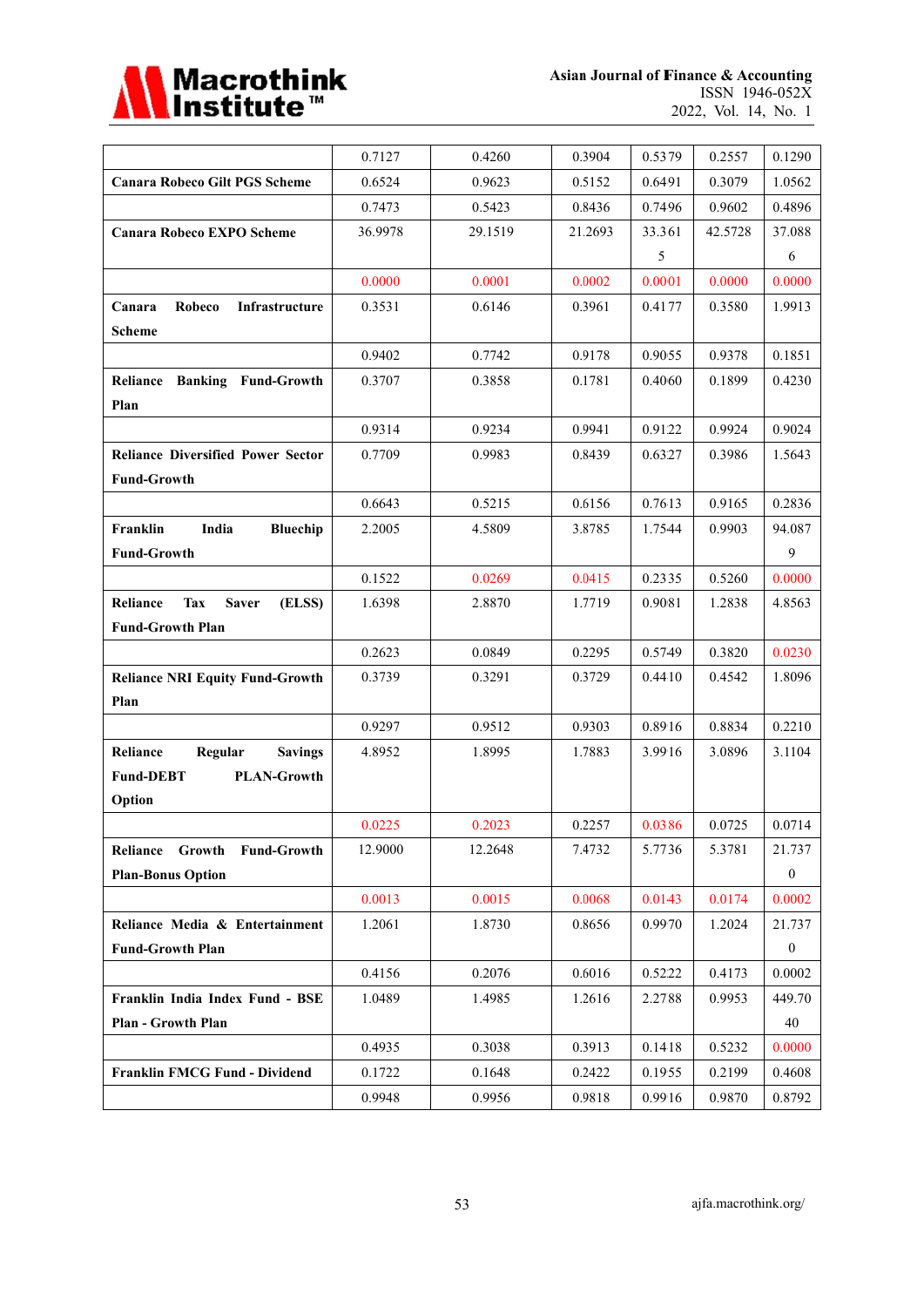| | | | | | | |
|---|---|---|---|---|---|---|
| | 0.7127 | 0.4260 | 0.3904 | 0.5379 | 0.2557 | 0.1290 |
| **Canara Robeco Gilt PGS Scheme** | 0.6524 | 0.9623 | 0.5152 | 0.6491 | 0.3079 | 1.0562 |
| | 0.7473 | 0.5423 | 0.8436 | 0.7496 | 0.9602 | 0.4896 |
| **Canara Robeco EXPO Scheme** | 36.9978 | 29.1519 | 21.2693 | 33.3615 | 42.5728 | 37.0886 |
| | 0.0000 | 0.0001 | 0.0002 | 0.0001 | 0.0000 | 0.0000 |
| **Canara Robeco Infrastructure Scheme** | 0.3531 | 0.6146 | 0.3961 | 0.4177 | 0.3580 | 1.9913 |
| | 0.9402 | 0.7742 | 0.9178 | 0.9055 | 0.9378 | 0.1851 |
| **Reliance Banking Fund-Growth Plan** | 0.3707 | 0.3858 | 0.1781 | 0.4060 | 0.1899 | 0.4230 |
| | 0.9314 | 0.9234 | 0.9941 | 0.9122 | 0.9924 | 0.9024 |
| **Reliance Diversified Power Sector Fund-Growth** | 0.7709 | 0.9983 | 0.8439 | 0.6327 | 0.3986 | 1.5643 |
| | 0.6643 | 0.5215 | 0.6156 | 0.7613 | 0.9165 | 0.2836 |
| **Franklin India Bluechip Fund-Growth** | 2.2005 | 4.5809 | 3.8785 | 1.7544 | 0.9903 | 94.0879 |
| | 0.1522 | 0.0269 | 0.0415 | 0.2335 | 0.5260 | 0.0000 |
| **Reliance Tax Saver (ELSS) Fund-Growth Plan** | 1.6398 | 2.8870 | 1.7719 | 0.9081 | 1.2838 | 4.8563 |
| | 0.2623 | 0.0849 | 0.2295 | 0.5749 | 0.3820 | 0.0230 |
| **Reliance NRI Equity Fund-Growth Plan** | 0.3739 | 0.3291 | 0.3729 | 0.4410 | 0.4542 | 1.8096 |
| | 0.9297 | 0.9512 | 0.9303 | 0.8916 | 0.8834 | 0.2210 |
| **Reliance Regular Savings Fund-DEBT PLAN-Growth Option** | 4.8952 | 1.8995 | 1.7883 | 3.9916 | 3.0896 | 3.1104 |
| | 0.0225 | 0.2023 | 0.2257 | 0.0386 | 0.0725 | 0.0714 |
| **Reliance Growth Fund-Growth Plan-Bonus Option** | 12.9000 | 12.2648 | 7.4732 | 5.7736 | 5.3781 | 21.7370 |
| | 0.0013 | 0.0015 | 0.0068 | 0.0143 | 0.0174 | 0.0002 |
| **Reliance Media & Entertainment Fund-Growth Plan** | 1.2061 | 1.8730 | 0.8656 | 0.9970 | 1.2024 | 21.7370 |
| | 0.4156 | 0.2076 | 0.6016 | 0.5222 | 0.4173 | 0.0002 |
| **Franklin India Index Fund - BSE Plan - Growth Plan** | 1.0489 | 1.4985 | 1.2616 | 2.2788 | 0.9953 | 449.7040 |
| | 0.4935 | 0.3038 | 0.3913 | 0.1418 | 0.5232 | 0.0000 |
| **Franklin FMCG Fund - Dividend** | 0.1722 | 0.1648 | 0.2422 | 0.1955 | 0.2199 | 0.4608 |
| | 0.9948 | 0.9956 | 0.9818 | 0.9916 | 0.9870 | 0.8792 |